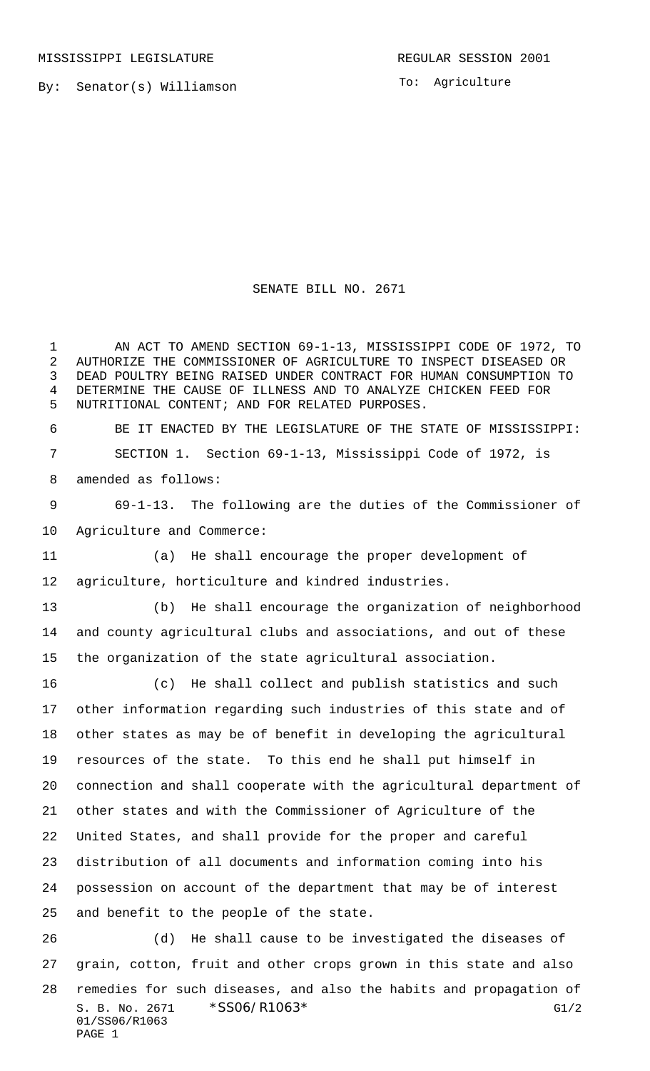MISSISSIPPI LEGISLATURE REGULAR SESSION 2001

By: Senator(s) Williamson

To: Agriculture

# SENATE BILL NO. 2671

AN ACT TO AMEND SECTION 69-1-13, MISSISSIPPI CODE OF 1972, TO AUTHORIZE THE COMMISSIONER OF AGRICULTURE TO INSPECT DISEASED OR DEAD POULTRY BEING RAISED UNDER CONTRACT FOR HUMAN CONSUMPTION TO DETERMINE THE CAUSE OF ILLNESS AND TO ANALYZE CHICKEN FEED FOR NUTRITIONAL CONTENT; AND FOR RELATED PURPOSES.

BE IT ENACTED BY THE LEGISLATURE OF THE STATE OF MISSISSIPPI:

SECTION 1. Section 69-1-13, Mississippi Code of 1972, is amended as follows:

69-1-13. The following are the duties of the Commissioner of Agriculture and Commerce:

(a) He shall encourage the proper development of agriculture, horticulture and kindred industries.

(b) He shall encourage the organization of neighborhood and county agricultural clubs and associations, and out of these the organization of the state agricultural association.

(c) He shall collect and publish statistics and such other information regarding such industries of this state and of other states as may be of benefit in developing the agricultural resources of the state. To this end he shall put himself in connection and shall cooperate with the agricultural department of other states and with the Commissioner of Agriculture of the United States, and shall provide for the proper and careful distribution of all documents and information coming into his possession on account of the department that may be of interest and benefit to the people of the state.

(d) He shall cause to be investigated the diseases of grain, cotton, fruit and other crops grown in this state and also remedies for such diseases, and also the habits and propagation of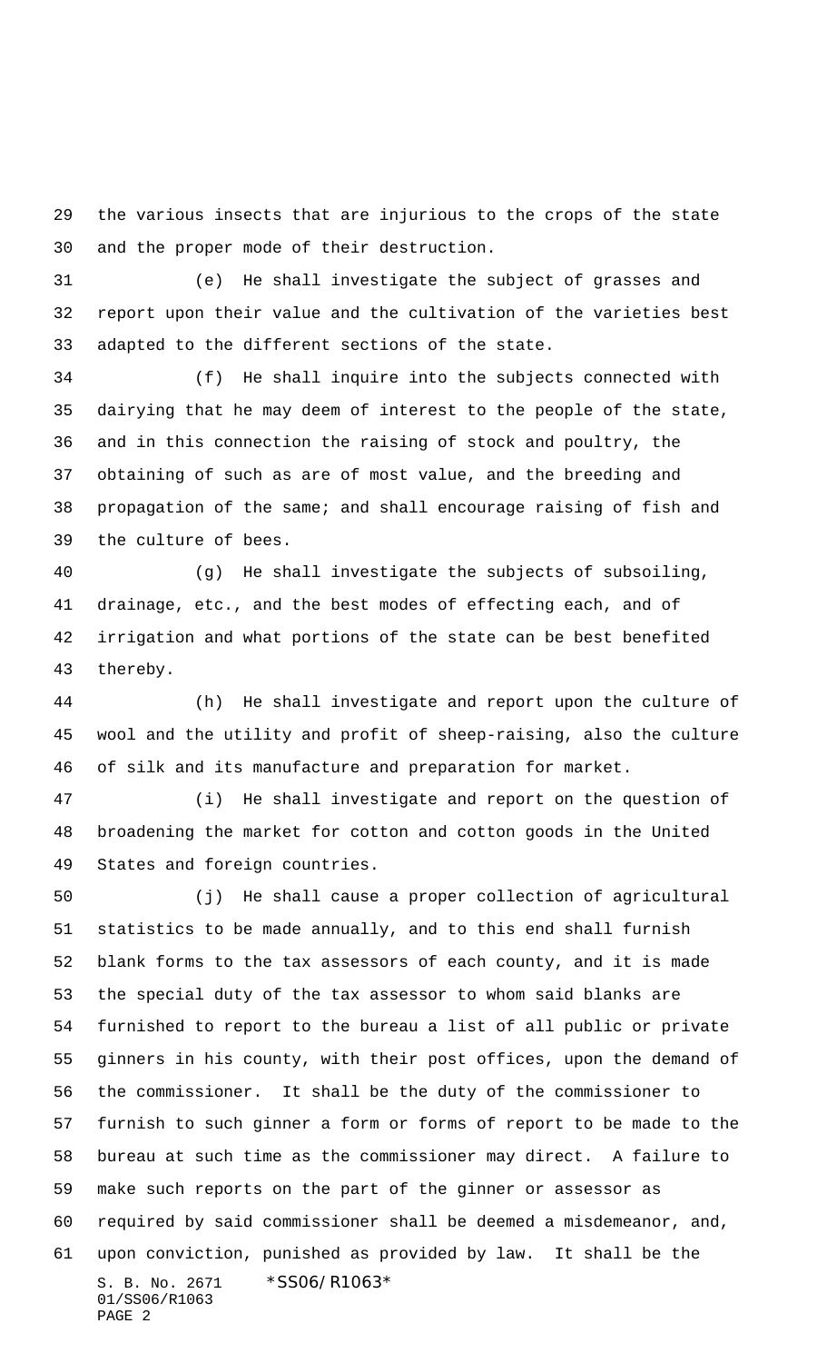the various insects that are injurious to the crops of the state and the proper mode of their destruction.

(e) He shall investigate the subject of grasses and report upon their value and the cultivation of the varieties best adapted to the different sections of the state.

(f) He shall inquire into the subjects connected with dairying that he may deem of interest to the people of the state, and in this connection the raising of stock and poultry, the obtaining of such as are of most value, and the breeding and propagation of the same; and shall encourage raising of fish and the culture of bees.

(g) He shall investigate the subjects of subsoiling, drainage, etc., and the best modes of effecting each, and of irrigation and what portions of the state can be best benefited thereby.

(h) He shall investigate and report upon the culture of wool and the utility and profit of sheep-raising, also the culture of silk and its manufacture and preparation for market.

(i) He shall investigate and report on the question of broadening the market for cotton and cotton goods in the United States and foreign countries.

(j) He shall cause a proper collection of agricultural statistics to be made annually, and to this end shall furnish blank forms to the tax assessors of each county, and it is made the special duty of the tax assessor to whom said blanks are furnished to report to the bureau a list of all public or private ginners in his county, with their post offices, upon the demand of the commissioner. It shall be the duty of the commissioner to furnish to such ginner a form or forms of report to be made to the bureau at such time as the commissioner may direct. A failure to make such reports on the part of the ginner or assessor as required by said commissioner shall be deemed a misdemeanor, and, upon conviction, punished as provided by law. It shall be the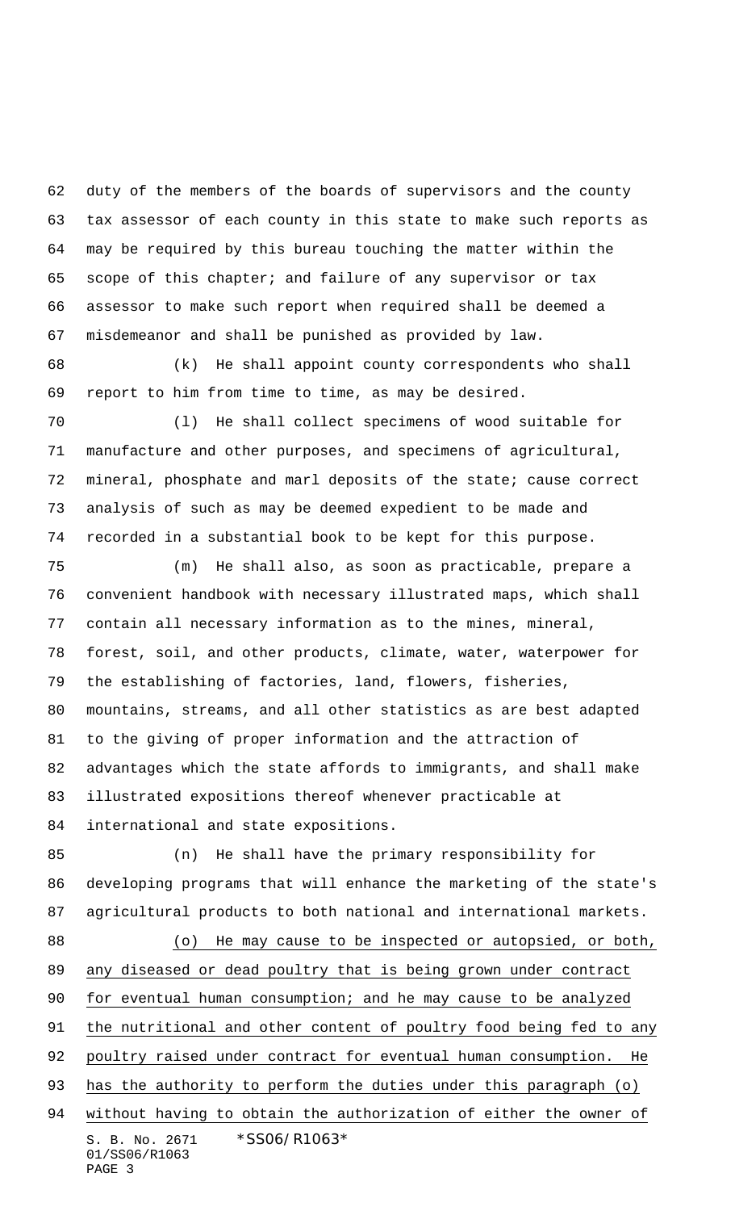duty of the members of the boards of supervisors and the county tax assessor of each county in this state to make such reports as may be required by this bureau touching the matter within the scope of this chapter; and failure of any supervisor or tax assessor to make such report when required shall be deemed a misdemeanor and shall be punished as provided by law.

(k) He shall appoint county correspondents who shall report to him from time to time, as may be desired.

(l) He shall collect specimens of wood suitable for manufacture and other purposes, and specimens of agricultural, mineral, phosphate and marl deposits of the state; cause correct analysis of such as may be deemed expedient to be made and recorded in a substantial book to be kept for this purpose.

(m) He shall also, as soon as practicable, prepare a convenient handbook with necessary illustrated maps, which shall contain all necessary information as to the mines, mineral, forest, soil, and other products, climate, water, waterpower for the establishing of factories, land, flowers, fisheries, mountains, streams, and all other statistics as are best adapted to the giving of proper information and the attraction of advantages which the state affords to immigrants, and shall make illustrated expositions thereof whenever practicable at international and state expositions.

(n) He shall have the primary responsibility for developing programs that will enhance the marketing of the state's agricultural products to both national and international markets.

<u>(o) He may cause to be inspected or autopsied, or both, any diseased or dead poultry that is being grown under contract for eventual human consumption; and he may cause to be analyzed the nutritional and other content of poultry food being fed to any poultry raised under contract for eventual human consumption. He has the authority to perform the duties under this paragraph (o) without having to obtain the authorization of either the owner of</u>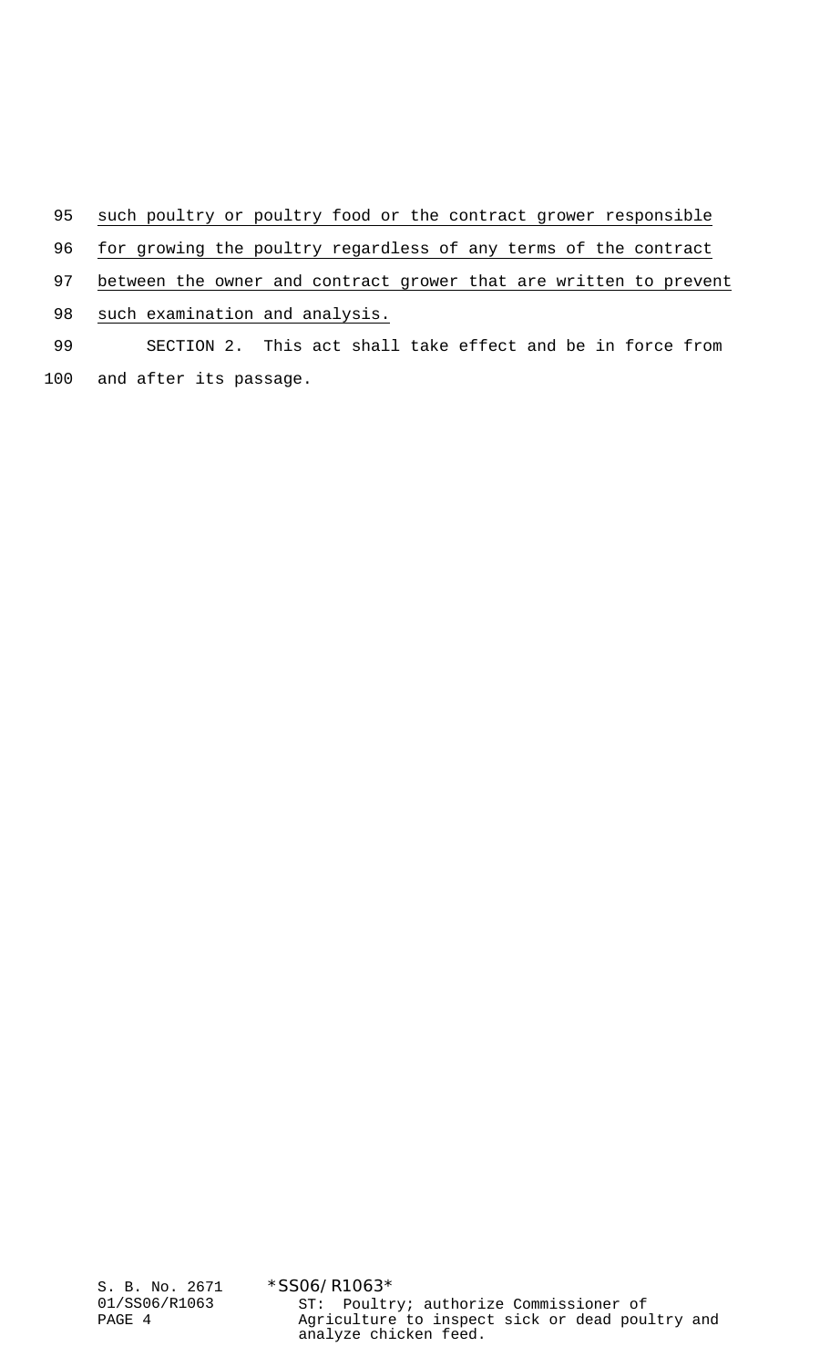such poultry or poultry food or the contract grower responsible for growing the poultry regardless of any terms of the contract between the owner and contract grower that are written to prevent such examination and analysis.

SECTION 2. This act shall take effect and be in force from and after its passage.